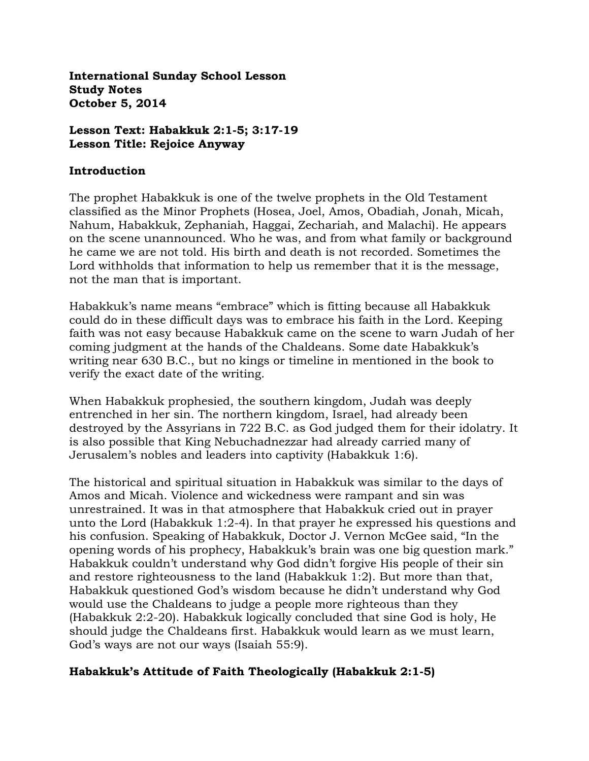**International Sunday School Lesson**
**Study Notes**
**October 5, 2014**

**Lesson Text: Habakkuk 2:1-5; 3:17-19**
**Lesson Title: Rejoice Anyway**

## Introduction

The prophet Habakkuk is one of the twelve prophets in the Old Testament classified as the Minor Prophets (Hosea, Joel, Amos, Obadiah, Jonah, Micah, Nahum, Habakkuk, Zephaniah, Haggai, Zechariah, and Malachi). He appears on the scene unannounced. Who he was, and from what family or background he came we are not told. His birth and death is not recorded. Sometimes the Lord withholds that information to help us remember that it is the message, not the man that is important.

Habakkuk's name means "embrace" which is fitting because all Habakkuk could do in these difficult days was to embrace his faith in the Lord. Keeping faith was not easy because Habakkuk came on the scene to warn Judah of her coming judgment at the hands of the Chaldeans. Some date Habakkuk's writing near 630 B.C., but no kings or timeline in mentioned in the book to verify the exact date of the writing.

When Habakkuk prophesied, the southern kingdom, Judah was deeply entrenched in her sin. The northern kingdom, Israel, had already been destroyed by the Assyrians in 722 B.C. as God judged them for their idolatry. It is also possible that King Nebuchadnezzar had already carried many of Jerusalem's nobles and leaders into captivity (Habakkuk 1:6).

The historical and spiritual situation in Habakkuk was similar to the days of Amos and Micah. Violence and wickedness were rampant and sin was unrestrained. It was in that atmosphere that Habakkuk cried out in prayer unto the Lord (Habakkuk 1:2-4). In that prayer he expressed his questions and his confusion. Speaking of Habakkuk, Doctor J. Vernon McGee said, "In the opening words of his prophecy, Habakkuk's brain was one big question mark." Habakkuk couldn't understand why God didn't forgive His people of their sin and restore righteousness to the land (Habakkuk 1:2). But more than that, Habakkuk questioned God's wisdom because he didn't understand why God would use the Chaldeans to judge a people more righteous than they (Habakkuk 2:2-20). Habakkuk logically concluded that sine God is holy, He should judge the Chaldeans first. Habakkuk would learn as we must learn, God's ways are not our ways (Isaiah 55:9).

## Habakkuk's Attitude of Faith Theologically (Habakkuk 2:1-5)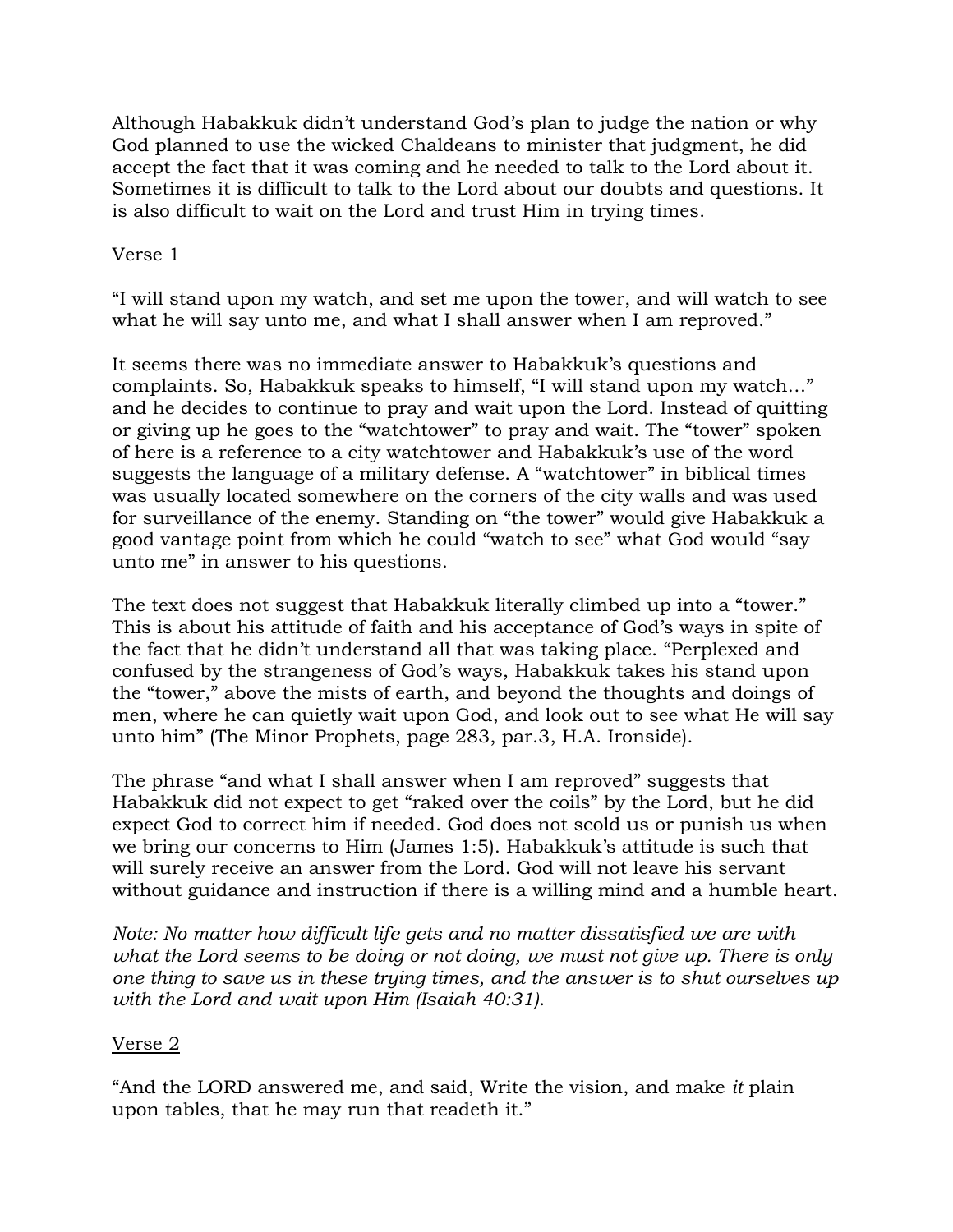Although Habakkuk didn't understand God's plan to judge the nation or why God planned to use the wicked Chaldeans to minister that judgment, he did accept the fact that it was coming and he needed to talk to the Lord about it. Sometimes it is difficult to talk to the Lord about our doubts and questions. It is also difficult to wait on the Lord and trust Him in trying times.

<u>Verse 1</u>

"I will stand upon my watch, and set me upon the tower, and will watch to see what he will say unto me, and what I shall answer when I am reproved."

It seems there was no immediate answer to Habakkuk's questions and complaints. So, Habakkuk speaks to himself, "I will stand upon my watch…" and he decides to continue to pray and wait upon the Lord. Instead of quitting or giving up he goes to the "watchtower" to pray and wait. The "tower" spoken of here is a reference to a city watchtower and Habakkuk's use of the word suggests the language of a military defense. A "watchtower" in biblical times was usually located somewhere on the corners of the city walls and was used for surveillance of the enemy. Standing on "the tower" would give Habakkuk a good vantage point from which he could "watch to see" what God would "say unto me" in answer to his questions.

The text does not suggest that Habakkuk literally climbed up into a "tower." This is about his attitude of faith and his acceptance of God's ways in spite of the fact that he didn't understand all that was taking place. "Perplexed and confused by the strangeness of God's ways, Habakkuk takes his stand upon the "tower," above the mists of earth, and beyond the thoughts and doings of men, where he can quietly wait upon God, and look out to see what He will say unto him" (The Minor Prophets, page 283, par.3, H.A. Ironside).

The phrase "and what I shall answer when I am reproved" suggests that Habakkuk did not expect to get "raked over the coils" by the Lord, but he did expect God to correct him if needed. God does not scold us or punish us when we bring our concerns to Him (James 1:5). Habakkuk's attitude is such that will surely receive an answer from the Lord. God will not leave his servant without guidance and instruction if there is a willing mind and a humble heart.

*Note: No matter how difficult life gets and no matter dissatisfied we are with what the Lord seems to be doing or not doing, we must not give up. There is only one thing to save us in these trying times, and the answer is to shut ourselves up with the Lord and wait upon Him (Isaiah 40:31).*

<u>Verse 2</u>

"And the LORD answered me, and said, Write the vision, and make *it* plain upon tables, that he may run that readeth it."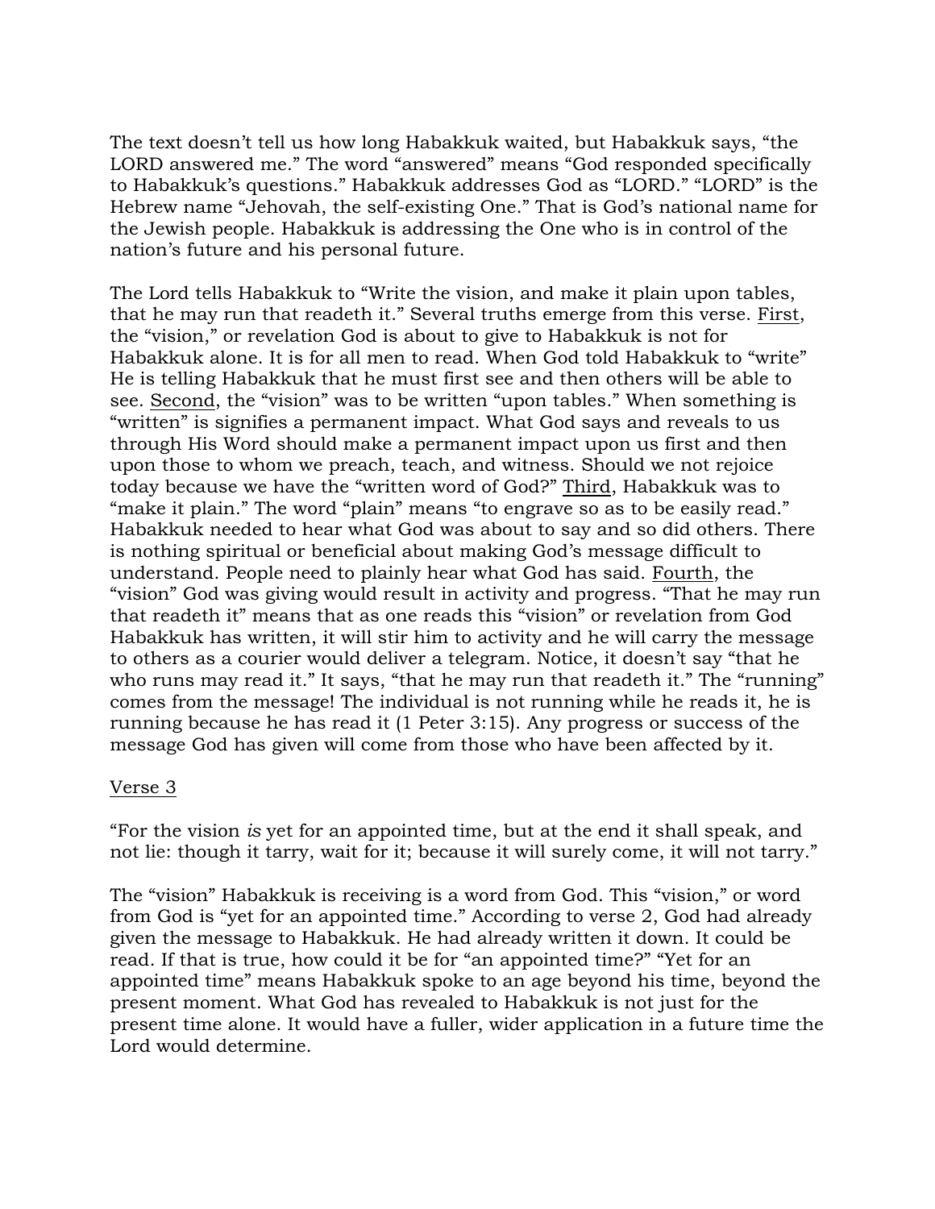The text doesn't tell us how long Habakkuk waited, but Habakkuk says, "the LORD answered me." The word "answered" means "God responded specifically to Habakkuk's questions." Habakkuk addresses God as "LORD." "LORD" is the Hebrew name "Jehovah, the self-existing One." That is God's national name for the Jewish people. Habakkuk is addressing the One who is in control of the nation's future and his personal future.

The Lord tells Habakkuk to "Write the vision, and make it plain upon tables, that he may run that readeth it." Several truths emerge from this verse. <u>First</u>, the "vision," or revelation God is about to give to Habakkuk is not for Habakkuk alone. It is for all men to read. When God told Habakkuk to "write" He is telling Habakkuk that he must first see and then others will be able to see. <u>Second</u>, the "vision" was to be written "upon tables." When something is "written" is signifies a permanent impact. What God says and reveals to us through His Word should make a permanent impact upon us first and then upon those to whom we preach, teach, and witness. Should we not rejoice today because we have the "written word of God?" <u>Third</u>, Habakkuk was to "make it plain." The word "plain" means "to engrave so as to be easily read." Habakkuk needed to hear what God was about to say and so did others. There is nothing spiritual or beneficial about making God's message difficult to understand. People need to plainly hear what God has said. <u>Fourth</u>, the "vision" God was giving would result in activity and progress. "That he may run that readeth it" means that as one reads this "vision" or revelation from God Habakkuk has written, it will stir him to activity and he will carry the message to others as a courier would deliver a telegram. Notice, it doesn't say "that he who runs may read it." It says, "that he may run that readeth it." The "running" comes from the message! The individual is not running while he reads it, he is running because he has read it (1 Peter 3:15). Any progress or success of the message God has given will come from those who have been affected by it.

<u>Verse 3</u>

"For the vision *is* yet for an appointed time, but at the end it shall speak, and not lie: though it tarry, wait for it; because it will surely come, it will not tarry."

The "vision" Habakkuk is receiving is a word from God. This "vision," or word from God is "yet for an appointed time." According to verse 2, God had already given the message to Habakkuk. He had already written it down. It could be read. If that is true, how could it be for "an appointed time?" "Yet for an appointed time" means Habakkuk spoke to an age beyond his time, beyond the present moment. What God has revealed to Habakkuk is not just for the present time alone. It would have a fuller, wider application in a future time the Lord would determine.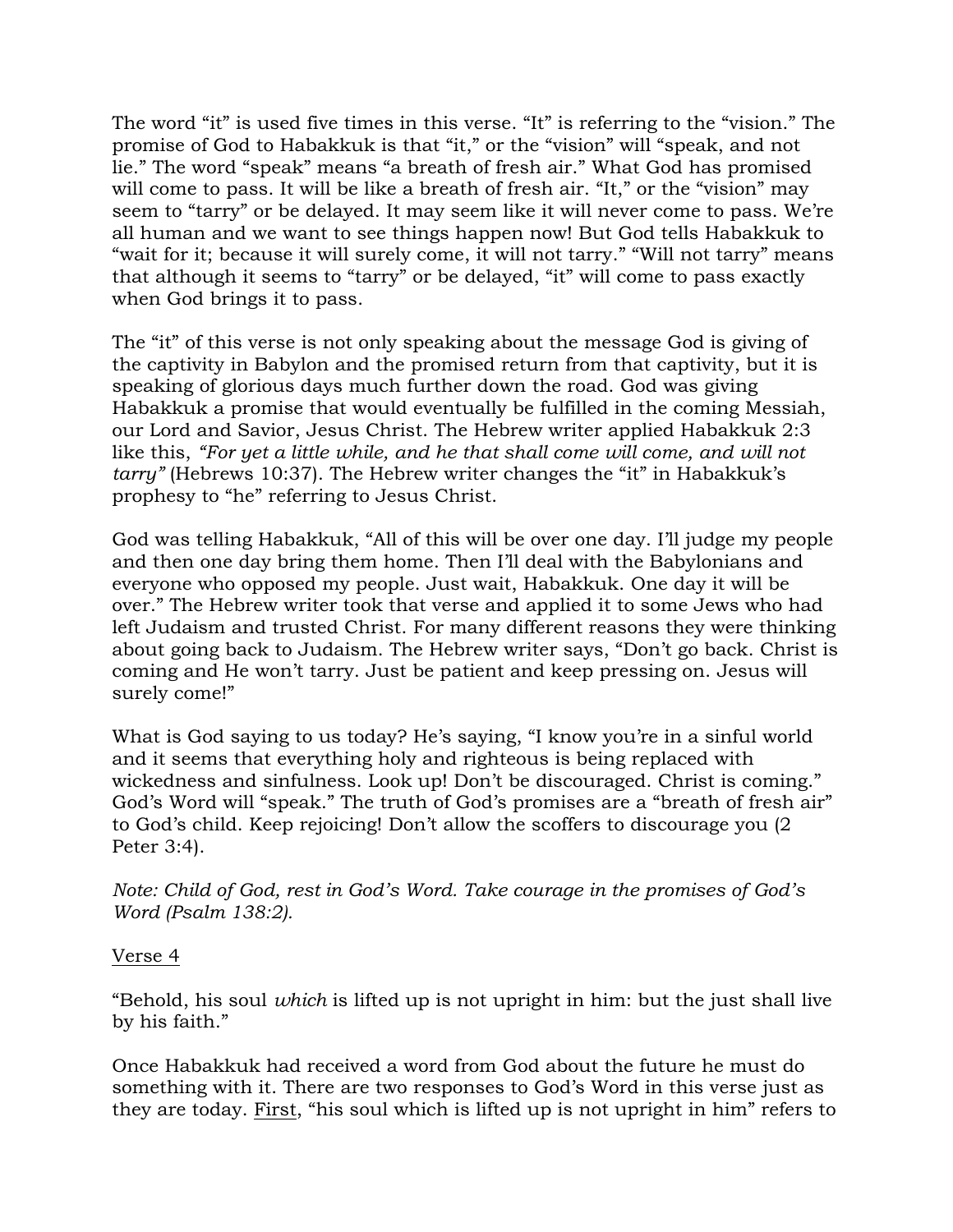The word "it" is used five times in this verse. "It" is referring to the "vision." The promise of God to Habakkuk is that "it," or the "vision" will "speak, and not lie." The word "speak" means "a breath of fresh air." What God has promised will come to pass. It will be like a breath of fresh air. "It," or the "vision" may seem to "tarry" or be delayed. It may seem like it will never come to pass. We're all human and we want to see things happen now! But God tells Habakkuk to "wait for it; because it will surely come, it will not tarry." "Will not tarry" means that although it seems to "tarry" or be delayed, "it" will come to pass exactly when God brings it to pass.

The "it" of this verse is not only speaking about the message God is giving of the captivity in Babylon and the promised return from that captivity, but it is speaking of glorious days much further down the road. God was giving Habakkuk a promise that would eventually be fulfilled in the coming Messiah, our Lord and Savior, Jesus Christ. The Hebrew writer applied Habakkuk 2:3 like this, *"For yet a little while, and he that shall come will come, and will not tarry"* (Hebrews 10:37). The Hebrew writer changes the "it" in Habakkuk's prophesy to "he" referring to Jesus Christ.

God was telling Habakkuk, "All of this will be over one day. I'll judge my people and then one day bring them home. Then I'll deal with the Babylonians and everyone who opposed my people. Just wait, Habakkuk. One day it will be over." The Hebrew writer took that verse and applied it to some Jews who had left Judaism and trusted Christ. For many different reasons they were thinking about going back to Judaism. The Hebrew writer says, "Don't go back. Christ is coming and He won't tarry. Just be patient and keep pressing on. Jesus will surely come!"

What is God saying to us today? He's saying, "I know you're in a sinful world and it seems that everything holy and righteous is being replaced with wickedness and sinfulness. Look up! Don't be discouraged. Christ is coming." God's Word will "speak." The truth of God's promises are a "breath of fresh air" to God's child. Keep rejoicing! Don't allow the scoffers to discourage you (2 Peter 3:4).

*Note: Child of God, rest in God's Word. Take courage in the promises of God's Word (Psalm 138:2).*

<u>Verse 4</u>

"Behold, his soul *which* is lifted up is not upright in him: but the just shall live by his faith."

Once Habakkuk had received a word from God about the future he must do something with it. There are two responses to God's Word in this verse just as they are today. <u>First</u>, "his soul which is lifted up is not upright in him" refers to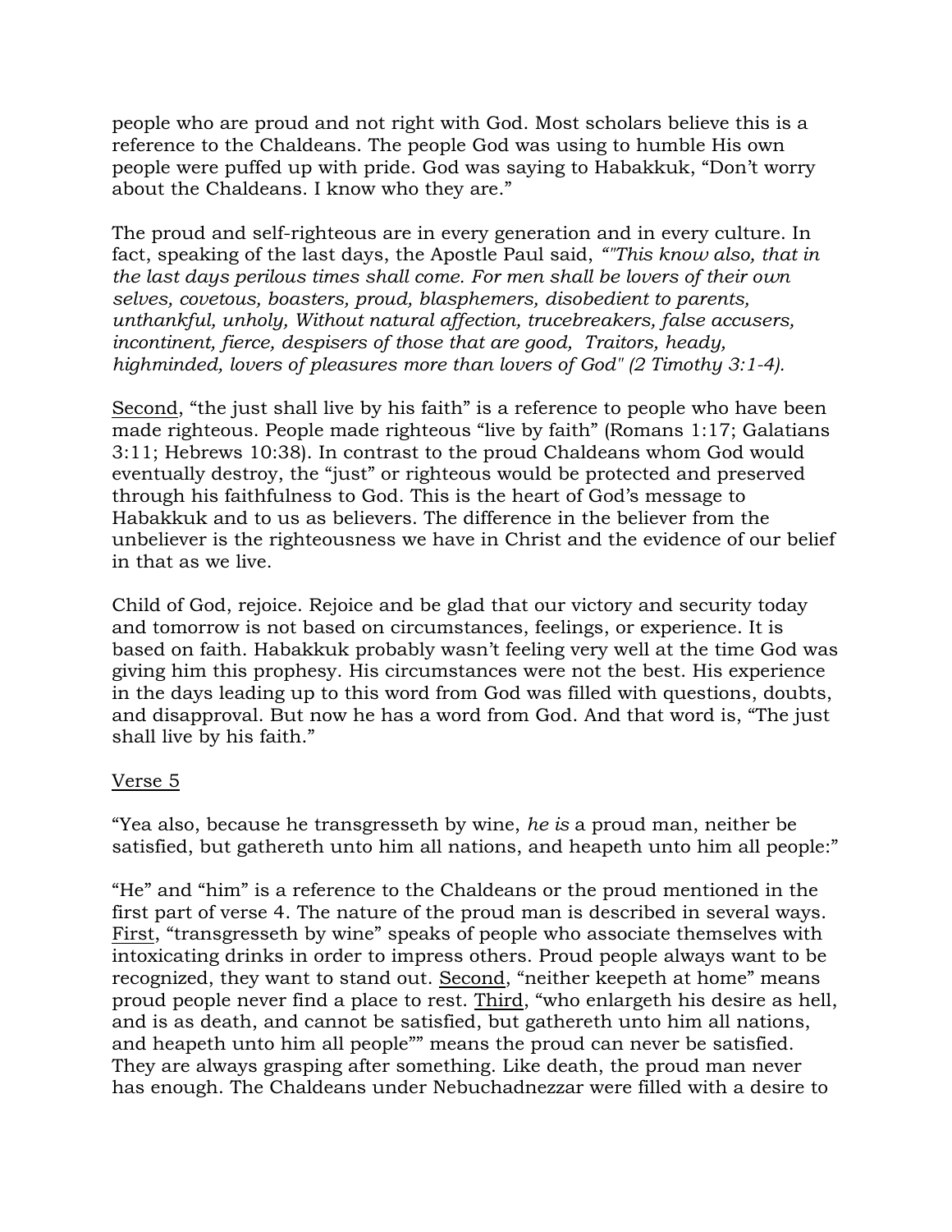people who are proud and not right with God. Most scholars believe this is a reference to the Chaldeans. The people God was using to humble His own people were puffed up with pride. God was saying to Habakkuk, “Don’t worry about the Chaldeans. I know who they are.”

The proud and self-righteous are in every generation and in every culture. In fact, speaking of the last days, the Apostle Paul said, *“"This know also, that in the last days perilous times shall come. For men shall be lovers of their own selves, covetous, boasters, proud, blasphemers, disobedient to parents, unthankful, unholy, Without natural affection, trucebreakers, false accusers, incontinent, fierce, despisers of those that are good, Traitors, heady, highminded, lovers of pleasures more than lovers of God" (2 Timothy 3:1-4).*

<u>Second</u>, “the just shall live by his faith” is a reference to people who have been made righteous. People made righteous “live by faith” (Romans 1:17; Galatians 3:11; Hebrews 10:38). In contrast to the proud Chaldeans whom God would eventually destroy, the “just” or righteous would be protected and preserved through his faithfulness to God. This is the heart of God’s message to Habakkuk and to us as believers. The difference in the believer from the unbeliever is the righteousness we have in Christ and the evidence of our belief in that as we live.

Child of God, rejoice. Rejoice and be glad that our victory and security today and tomorrow is not based on circumstances, feelings, or experience. It is based on faith. Habakkuk probably wasn’t feeling very well at the time God was giving him this prophesy. His circumstances were not the best. His experience in the days leading up to this word from God was filled with questions, doubts, and disapproval. But now he has a word from God. And that word is, “The just shall live by his faith.”

<u>Verse 5</u>

“Yea also, because he transgresseth by wine, *he is* a proud man, neither be satisfied, but gathereth unto him all nations, and heapeth unto him all people:”

“He” and “him” is a reference to the Chaldeans or the proud mentioned in the first part of verse 4. The nature of the proud man is described in several ways. <u>First</u>, “transgresseth by wine” speaks of people who associate themselves with intoxicating drinks in order to impress others. Proud people always want to be recognized, they want to stand out. <u>Second</u>, “neither keepeth at home” means proud people never find a place to rest. <u>Third</u>, “who enlargeth his desire as hell, and is as death, and cannot be satisfied, but gathereth unto him all nations, and heapeth unto him all people”” means the proud can never be satisfied. They are always grasping after something. Like death, the proud man never has enough. The Chaldeans under Nebuchadnezzar were filled with a desire to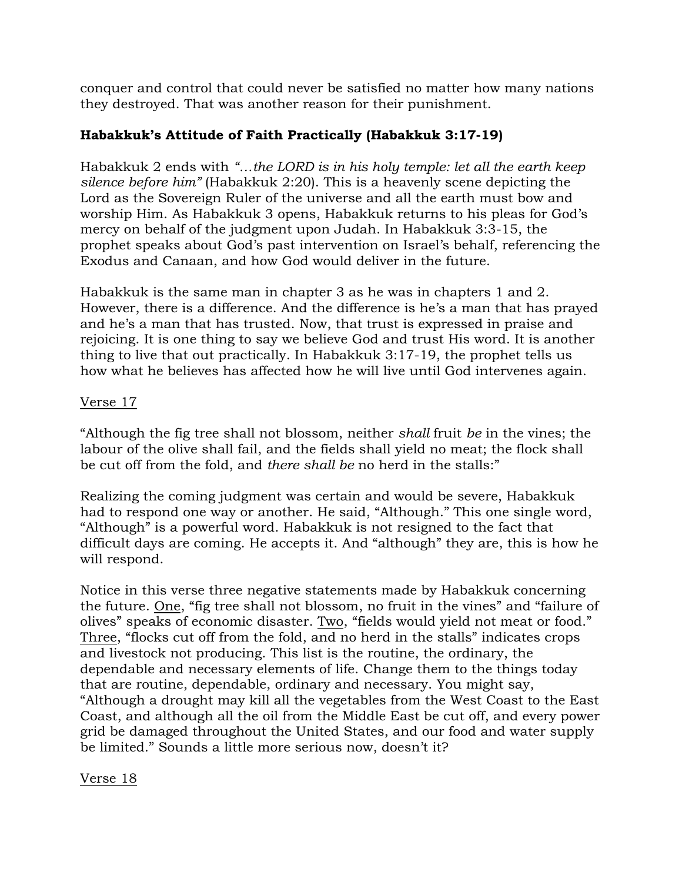conquer and control that could never be satisfied no matter how many nations they destroyed. That was another reason for their punishment.

**Habakkuk's Attitude of Faith Practically (Habakkuk 3:17-19)**

Habakkuk 2 ends with *"…the LORD is in his holy temple: let all the earth keep silence before him"* (Habakkuk 2:20). This is a heavenly scene depicting the Lord as the Sovereign Ruler of the universe and all the earth must bow and worship Him. As Habakkuk 3 opens, Habakkuk returns to his pleas for God's mercy on behalf of the judgment upon Judah. In Habakkuk 3:3-15, the prophet speaks about God's past intervention on Israel's behalf, referencing the Exodus and Canaan, and how God would deliver in the future.

Habakkuk is the same man in chapter 3 as he was in chapters 1 and 2. However, there is a difference. And the difference is he's a man that has prayed and he's a man that has trusted. Now, that trust is expressed in praise and rejoicing. It is one thing to say we believe God and trust His word. It is another thing to live that out practically. In Habakkuk 3:17-19, the prophet tells us how what he believes has affected how he will live until God intervenes again.

<u>Verse 17</u>

"Although the fig tree shall not blossom, neither *shall* fruit *be* in the vines; the labour of the olive shall fail, and the fields shall yield no meat; the flock shall be cut off from the fold, and *there shall be* no herd in the stalls:"

Realizing the coming judgment was certain and would be severe, Habakkuk had to respond one way or another. He said, "Although." This one single word, "Although" is a powerful word. Habakkuk is not resigned to the fact that difficult days are coming. He accepts it. And "although" they are, this is how he will respond.

Notice in this verse three negative statements made by Habakkuk concerning the future. <u>One</u>, "fig tree shall not blossom, no fruit in the vines" and "failure of olives" speaks of economic disaster. <u>Two</u>, "fields would yield not meat or food." <u>Three</u>, "flocks cut off from the fold, and no herd in the stalls" indicates crops and livestock not producing. This list is the routine, the ordinary, the dependable and necessary elements of life. Change them to the things today that are routine, dependable, ordinary and necessary. You might say, "Although a drought may kill all the vegetables from the West Coast to the East Coast, and although all the oil from the Middle East be cut off, and every power grid be damaged throughout the United States, and our food and water supply be limited." Sounds a little more serious now, doesn't it?

<u>Verse 18</u>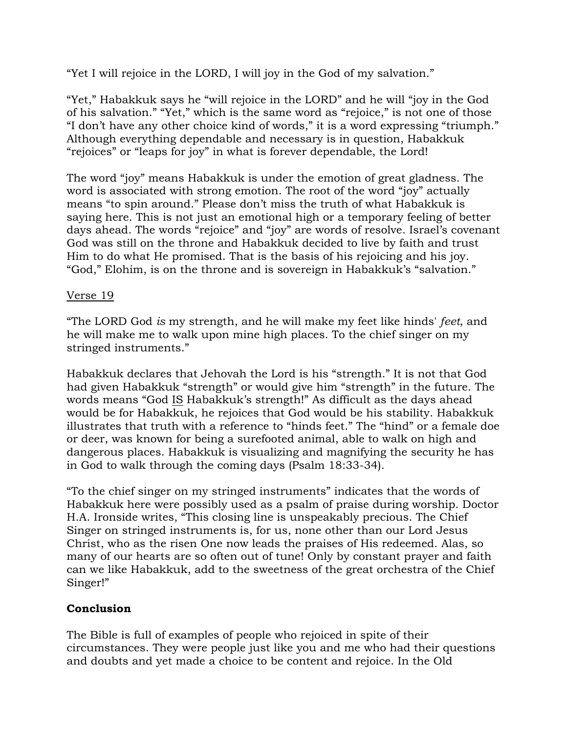"Yet I will rejoice in the LORD, I will joy in the God of my salvation."

"Yet," Habakkuk says he "will rejoice in the LORD" and he will "joy in the God of his salvation." "Yet," which is the same word as "rejoice," is not one of those "I don't have any other choice kind of words," it is a word expressing "triumph." Although everything dependable and necessary is in question, Habakkuk "rejoices" or "leaps for joy" in what is forever dependable, the Lord!

The word "joy" means Habakkuk is under the emotion of great gladness. The word is associated with strong emotion. The root of the word "joy" actually means "to spin around." Please don't miss the truth of what Habakkuk is saying here. This is not just an emotional high or a temporary feeling of better days ahead. The words "rejoice" and "joy" are words of resolve. Israel's covenant God was still on the throne and Habakkuk decided to live by faith and trust Him to do what He promised. That is the basis of his rejoicing and his joy. "God," Elohim, is on the throne and is sovereign in Habakkuk's "salvation."

<u>Verse 19</u>

"The LORD God *is* my strength, and he will make my feet like hinds' *feet*, and he will make me to walk upon mine high places. To the chief singer on my stringed instruments."

Habakkuk declares that Jehovah the Lord is his "strength." It is not that God had given Habakkuk "strength" or would give him "strength" in the future. The words means "God <u>IS</u> Habakkuk's strength!" As difficult as the days ahead would be for Habakkuk, he rejoices that God would be his stability. Habakkuk illustrates that truth with a reference to "hinds feet." The "hind" or a female doe or deer, was known for being a surefooted animal, able to walk on high and dangerous places. Habakkuk is visualizing and magnifying the security he has in God to walk through the coming days (Psalm 18:33-34).

"To the chief singer on my stringed instruments" indicates that the words of Habakkuk here were possibly used as a psalm of praise during worship. Doctor H.A. Ironside writes, "This closing line is unspeakably precious. The Chief Singer on stringed instruments is, for us, none other than our Lord Jesus Christ, who as the risen One now leads the praises of His redeemed. Alas, so many of our hearts are so often out of tune! Only by constant prayer and faith can we like Habakkuk, add to the sweetness of the great orchestra of the Chief Singer!"

**Conclusion**

The Bible is full of examples of people who rejoiced in spite of their circumstances. They were people just like you and me who had their questions and doubts and yet made a choice to be content and rejoice. In the Old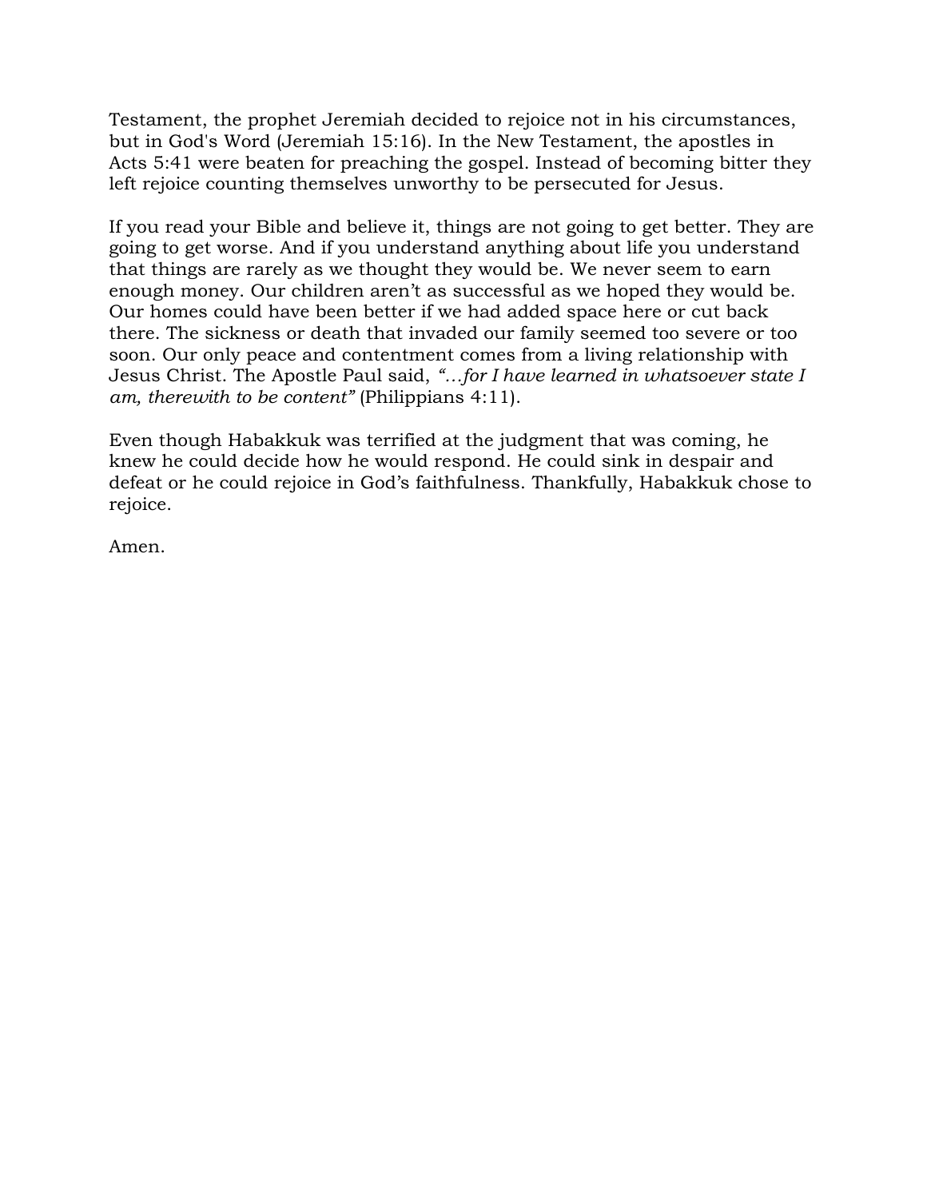Testament, the prophet Jeremiah decided to rejoice not in his circumstances, but in God's Word (Jeremiah 15:16). In the New Testament, the apostles in Acts 5:41 were beaten for preaching the gospel. Instead of becoming bitter they left rejoice counting themselves unworthy to be persecuted for Jesus.

If you read your Bible and believe it, things are not going to get better. They are going to get worse. And if you understand anything about life you understand that things are rarely as we thought they would be. We never seem to earn enough money. Our children aren't as successful as we hoped they would be. Our homes could have been better if we had added space here or cut back there. The sickness or death that invaded our family seemed too severe or too soon. Our only peace and contentment comes from a living relationship with Jesus Christ. The Apostle Paul said, *"…for I have learned in whatsoever state I am, therewith to be content"* (Philippians 4:11).

Even though Habakkuk was terrified at the judgment that was coming, he knew he could decide how he would respond. He could sink in despair and defeat or he could rejoice in God's faithfulness. Thankfully, Habakkuk chose to rejoice.

Amen.